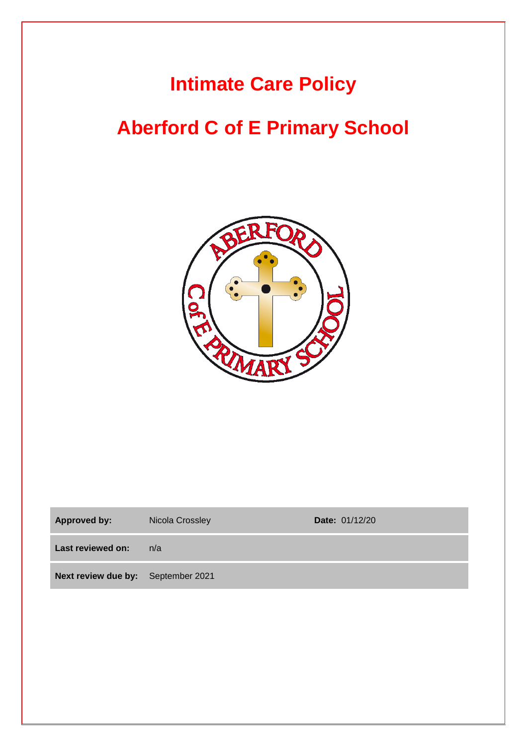# Intimate Care Policy

# Aberford C of E Primary School

| Approved by: | Nicola Crossley | Date: 01/12/20 |
|---|---|---|
| Last reviewed on: | n/a | |
| Next review due by: | September 2021 | |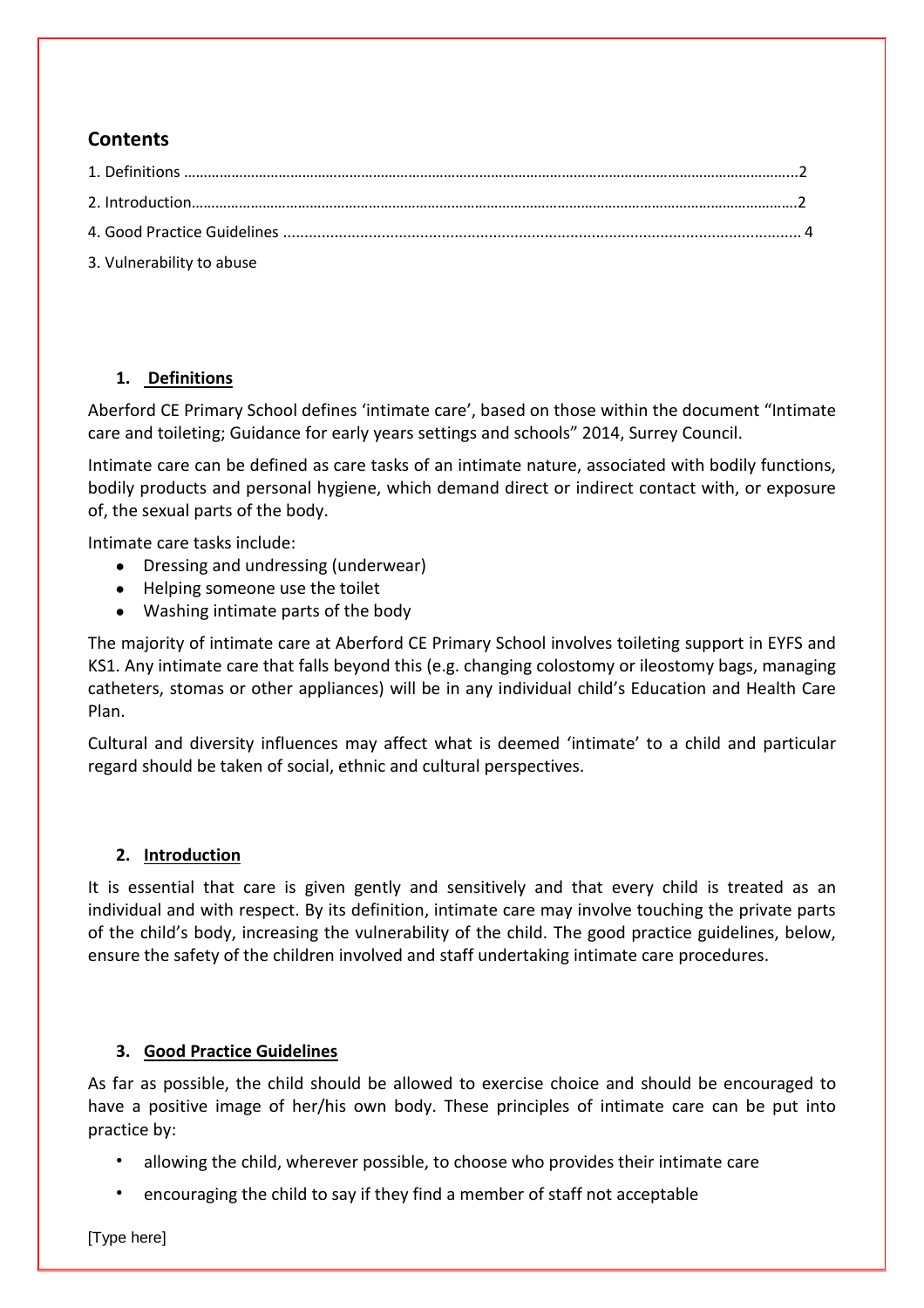## Contents

1. Definitions ……………………………………………………………………………………………………………………………..2
2. Introduction…………………………………………………………………………………………………………………………….2
4. Good Practice Guidelines ........................................................................................................... 4
3. Vulnerability to abuse

### 1. Definitions

Aberford CE Primary School defines 'intimate care', based on those within the document "Intimate care and toileting; Guidance for early years settings and schools" 2014, Surrey Council.

Intimate care can be defined as care tasks of an intimate nature, associated with bodily functions, bodily products and personal hygiene, which demand direct or indirect contact with, or exposure of, the sexual parts of the body.

Intimate care tasks include:

- Dressing and undressing (underwear)
- Helping someone use the toilet
- Washing intimate parts of the body

The majority of intimate care at Aberford CE Primary School involves toileting support in EYFS and KS1. Any intimate care that falls beyond this (e.g. changing colostomy or ileostomy bags, managing catheters, stomas or other appliances) will be in any individual child's Education and Health Care Plan.

Cultural and diversity influences may affect what is deemed 'intimate' to a child and particular regard should be taken of social, ethnic and cultural perspectives.

### 2. Introduction

It is essential that care is given gently and sensitively and that every child is treated as an individual and with respect. By its definition, intimate care may involve touching the private parts of the child's body, increasing the vulnerability of the child. The good practice guidelines, below, ensure the safety of the children involved and staff undertaking intimate care procedures.

### 3. Good Practice Guidelines

As far as possible, the child should be allowed to exercise choice and should be encouraged to have a positive image of her/his own body. These principles of intimate care can be put into practice by:

- allowing the child, wherever possible, to choose who provides their intimate care
- encouraging the child to say if they find a member of staff not acceptable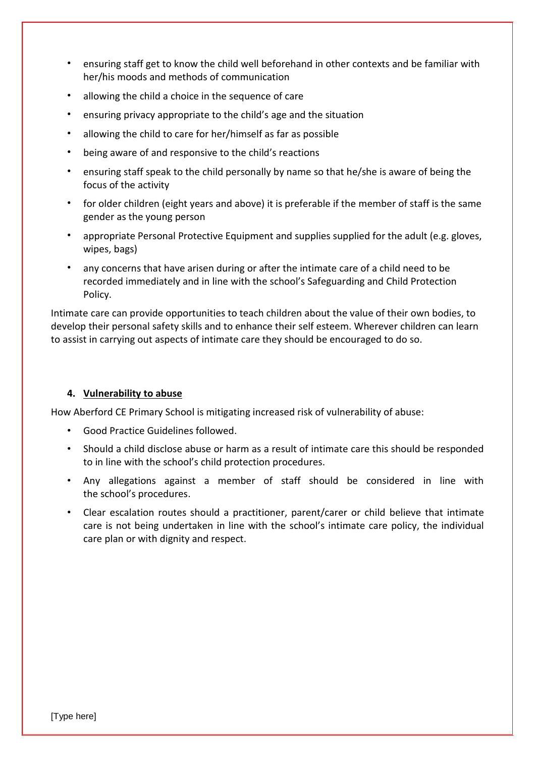- ensuring staff get to know the child well beforehand in other contexts and be familiar with her/his moods and methods of communication
- allowing the child a choice in the sequence of care
- ensuring privacy appropriate to the child's age and the situation
- allowing the child to care for her/himself as far as possible
- being aware of and responsive to the child's reactions
- ensuring staff speak to the child personally by name so that he/she is aware of being the focus of the activity
- for older children (eight years and above) it is preferable if the member of staff is the same gender as the young person
- appropriate Personal Protective Equipment and supplies supplied for the adult (e.g. gloves, wipes, bags)
- any concerns that have arisen during or after the intimate care of a child need to be recorded immediately and in line with the school's Safeguarding and Child Protection Policy.

Intimate care can provide opportunities to teach children about the value of their own bodies, to develop their personal safety skills and to enhance their self esteem. Wherever children can learn to assist in carrying out aspects of intimate care they should be encouraged to do so.

## 4. Vulnerability to abuse

How Aberford CE Primary School is mitigating increased risk of vulnerability of abuse:

- Good Practice Guidelines followed.
- Should a child disclose abuse or harm as a result of intimate care this should be responded to in line with the school's child protection procedures.
- Any allegations against a member of staff should be considered in line with the school's procedures.
- Clear escalation routes should a practitioner, parent/carer or child believe that intimate care is not being undertaken in line with the school's intimate care policy, the individual care plan or with dignity and respect.